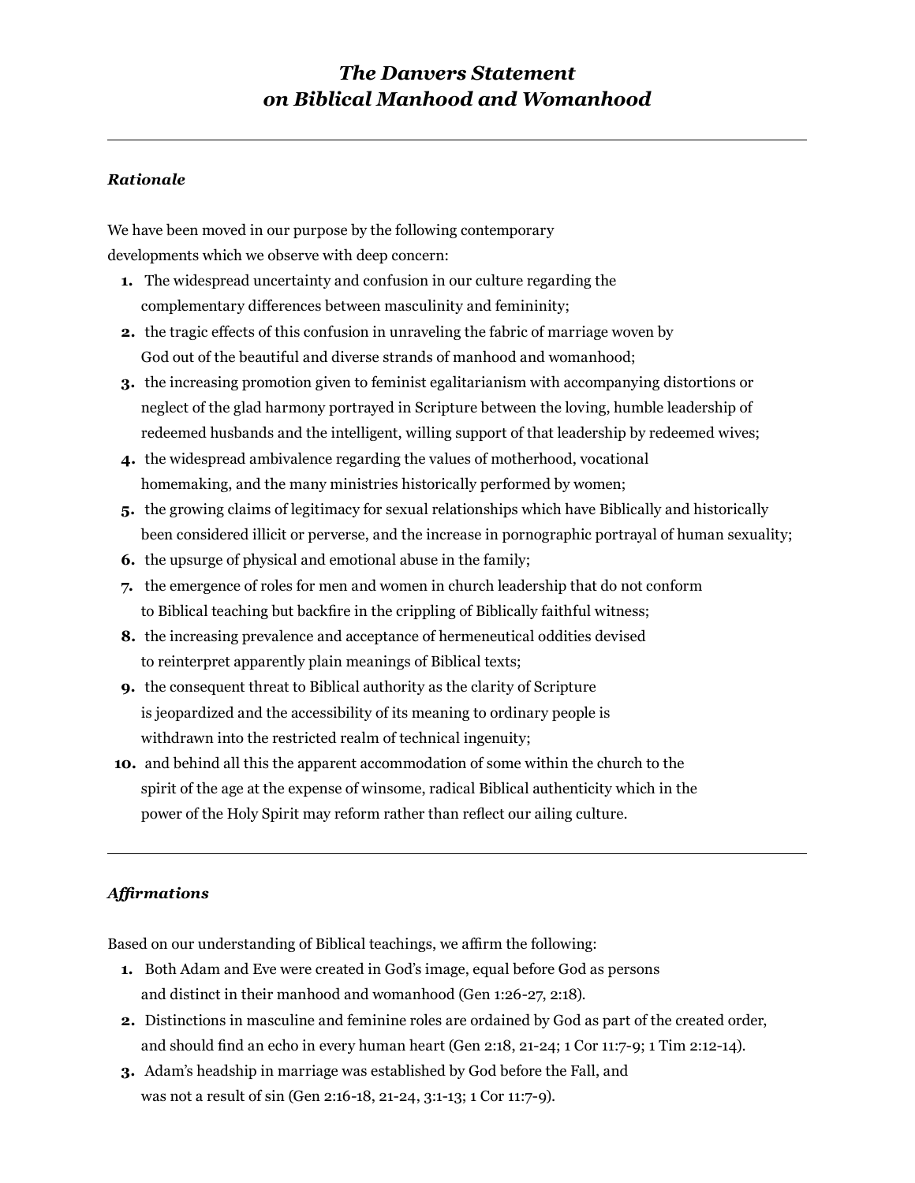# *The Danvers Statement on Biblical Manhood and Womanhood*

---

### *Rationale*

We have been moved in our purpose by the following contemporary developments which we observe with deep concern:

1. The widespread uncertainty and confusion in our culture regarding the complementary differences between masculinity and femininity;
2. the tragic effects of this confusion in unraveling the fabric of marriage woven by God out of the beautiful and diverse strands of manhood and womanhood;
3. the increasing promotion given to feminist egalitarianism with accompanying distortions or neglect of the glad harmony portrayed in Scripture between the loving, humble leadership of redeemed husbands and the intelligent, willing support of that leadership by redeemed wives;
4. the widespread ambivalence regarding the values of motherhood, vocational homemaking, and the many ministries historically performed by women;
5. the growing claims of legitimacy for sexual relationships which have Biblically and historically been considered illicit or perverse, and the increase in pornographic portrayal of human sexuality;
6. the upsurge of physical and emotional abuse in the family;
7. the emergence of roles for men and women in church leadership that do not conform to Biblical teaching but backfire in the crippling of Biblically faithful witness;
8. the increasing prevalence and acceptance of hermeneutical oddities devised to reinterpret apparently plain meanings of Biblical texts;
9. the consequent threat to Biblical authority as the clarity of Scripture is jeopardized and the accessibility of its meaning to ordinary people is withdrawn into the restricted realm of technical ingenuity;
10. and behind all this the apparent accommodation of some within the church to the spirit of the age at the expense of winsome, radical Biblical authenticity which in the power of the Holy Spirit may reform rather than reflect our ailing culture.

---

### *Affirmations*

Based on our understanding of Biblical teachings, we affirm the following:

1. Both Adam and Eve were created in God's image, equal before God as persons and distinct in their manhood and womanhood (Gen 1:26-27, 2:18).
2. Distinctions in masculine and feminine roles are ordained by God as part of the created order, and should find an echo in every human heart (Gen 2:18, 21-24; 1 Cor 11:7-9; 1 Tim 2:12-14).
3. Adam's headship in marriage was established by God before the Fall, and was not a result of sin (Gen 2:16-18, 21-24, 3:1-13; 1 Cor 11:7-9).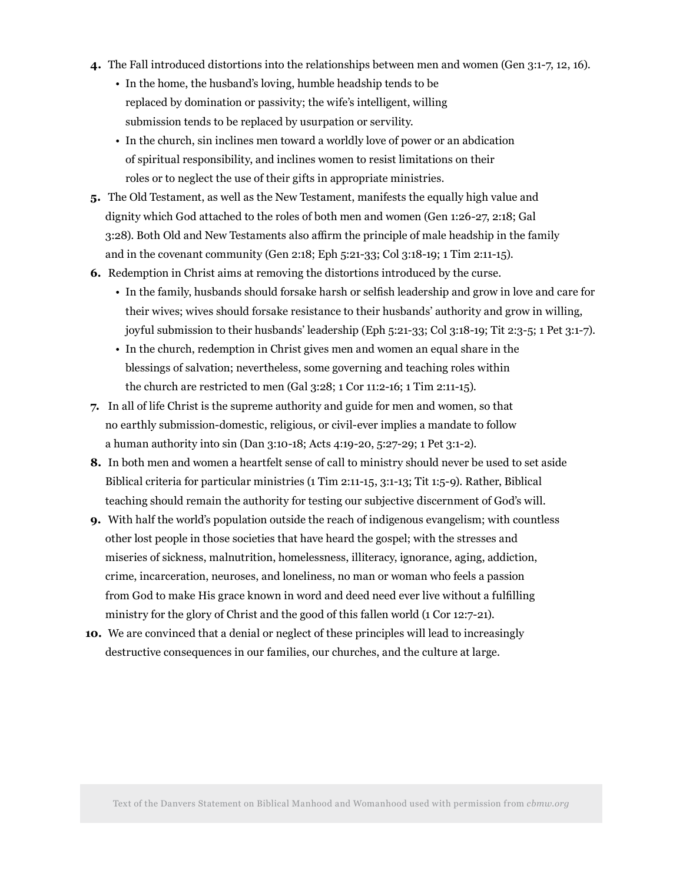4. The Fall introduced distortions into the relationships between men and women (Gen 3:1-7, 12, 16).
   - In the home, the husband's loving, humble headship tends to be replaced by domination or passivity; the wife's intelligent, willing submission tends to be replaced by usurpation or servility.
   - In the church, sin inclines men toward a worldly love of power or an abdication of spiritual responsibility, and inclines women to resist limitations on their roles or to neglect the use of their gifts in appropriate ministries.
5. The Old Testament, as well as the New Testament, manifests the equally high value and dignity which God attached to the roles of both men and women (Gen 1:26-27, 2:18; Gal 3:28). Both Old and New Testaments also affirm the principle of male headship in the family and in the covenant community (Gen 2:18; Eph 5:21-33; Col 3:18-19; 1 Tim 2:11-15).
6. Redemption in Christ aims at removing the distortions introduced by the curse.
   - In the family, husbands should forsake harsh or selfish leadership and grow in love and care for their wives; wives should forsake resistance to their husbands' authority and grow in willing, joyful submission to their husbands' leadership (Eph 5:21-33; Col 3:18-19; Tit 2:3-5; 1 Pet 3:1-7).
   - In the church, redemption in Christ gives men and women an equal share in the blessings of salvation; nevertheless, some governing and teaching roles within the church are restricted to men (Gal 3:28; 1 Cor 11:2-16; 1 Tim 2:11-15).
7. In all of life Christ is the supreme authority and guide for men and women, so that no earthly submission-domestic, religious, or civil-ever implies a mandate to follow a human authority into sin (Dan 3:10-18; Acts 4:19-20, 5:27-29; 1 Pet 3:1-2).
8. In both men and women a heartfelt sense of call to ministry should never be used to set aside Biblical criteria for particular ministries (1 Tim 2:11-15, 3:1-13; Tit 1:5-9). Rather, Biblical teaching should remain the authority for testing our subjective discernment of God's will.
9. With half the world's population outside the reach of indigenous evangelism; with countless other lost people in those societies that have heard the gospel; with the stresses and miseries of sickness, malnutrition, homelessness, illiteracy, ignorance, aging, addiction, crime, incarceration, neuroses, and loneliness, no man or woman who feels a passion from God to make His grace known in word and deed need ever live without a fulfilling ministry for the glory of Christ and the good of this fallen world (1 Cor 12:7-21).
10. We are convinced that a denial or neglect of these principles will lead to increasingly destructive consequences in our families, our churches, and the culture at large.

Text of the Danvers Statement on Biblical Manhood and Womanhood used with permission from *cbmw.org*